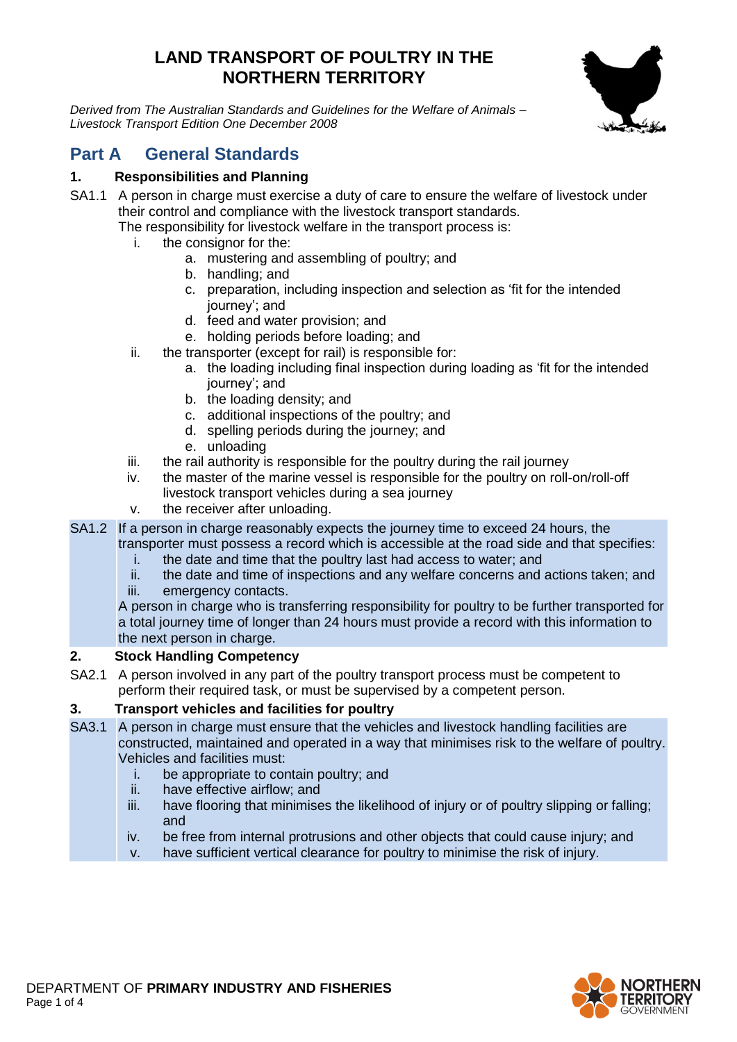# LAND TRANSPORT OF POULTRY IN THE NORTHERN TERRITORY

*Derived from The Australian Standards and Guidelines for the Welfare of Animals – Livestock Transport Edition One December 2008*

## Part A General Standards

### 1. Responsibilities and Planning

SA1.1 A person in charge must exercise a duty of care to ensure the welfare of livestock under their control and compliance with the livestock transport standards.
The responsibility for livestock welfare in the transport process is:

- i. the consignor for the:
  - a. mustering and assembling of poultry; and
  - b. handling; and
  - c. preparation, including inspection and selection as 'fit for the intended journey'; and
  - d. feed and water provision; and
  - e. holding periods before loading; and
- ii. the transporter (except for rail) is responsible for:
  - a. the loading including final inspection during loading as 'fit for the intended journey'; and
  - b. the loading density; and
  - c. additional inspections of the poultry; and
  - d. spelling periods during the journey; and
  - e. unloading
- iii. the rail authority is responsible for the poultry during the rail journey
- iv. the master of the marine vessel is responsible for the poultry on roll-on/roll-off livestock transport vehicles during a sea journey
- v. the receiver after unloading.

SA1.2 If a person in charge reasonably expects the journey time to exceed 24 hours, the transporter must possess a record which is accessible at the road side and that specifies:

- i. the date and time that the poultry last had access to water; and
- ii. the date and time of inspections and any welfare concerns and actions taken; and
- iii. emergency contacts.

A person in charge who is transferring responsibility for poultry to be further transported for a total journey time of longer than 24 hours must provide a record with this information to the next person in charge.

### 2. Stock Handling Competency

SA2.1 A person involved in any part of the poultry transport process must be competent to perform their required task, or must be supervised by a competent person.

### 3. Transport vehicles and facilities for poultry

SA3.1 A person in charge must ensure that the vehicles and livestock handling facilities are constructed, maintained and operated in a way that minimises risk to the welfare of poultry.
Vehicles and facilities must:

- i. be appropriate to contain poultry; and
- ii. have effective airflow; and
- iii. have flooring that minimises the likelihood of injury or of poultry slipping or falling; and
- iv. be free from internal protrusions and other objects that could cause injury; and
- v. have sufficient vertical clearance for poultry to minimise the risk of injury.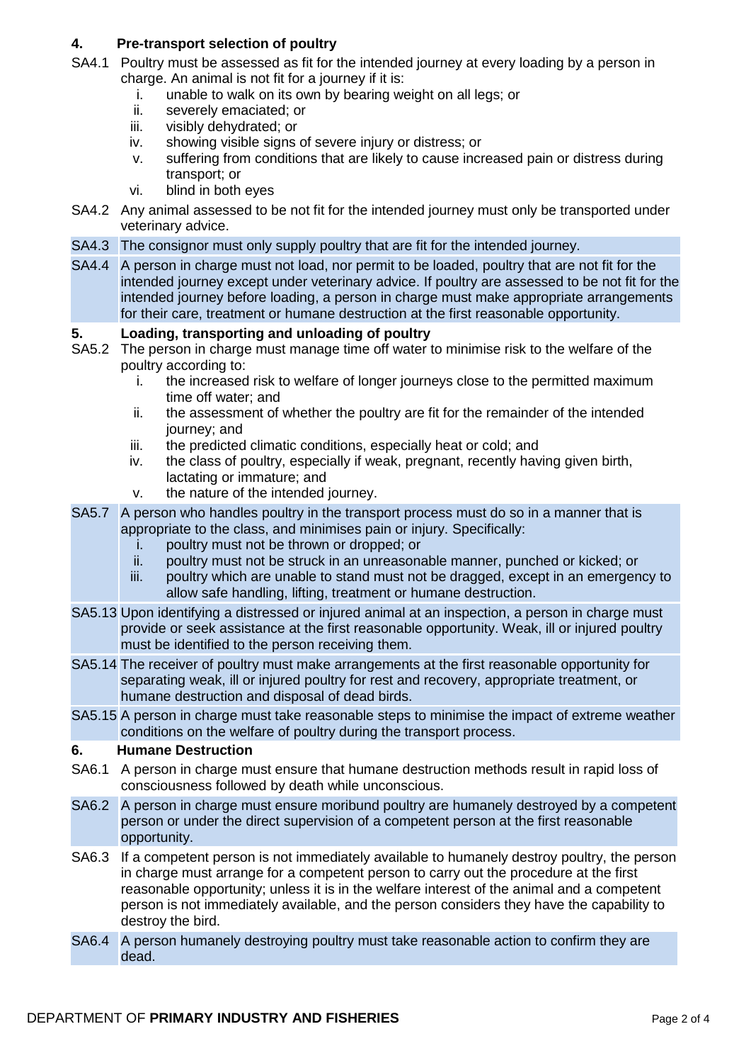## 4. Pre-transport selection of poultry

SA4.1 Poultry must be assessed as fit for the intended journey at every loading by a person in charge. An animal is not fit for a journey if it is:

1. unable to walk on its own by bearing weight on all legs; or
2. severely emaciated; or
3. visibly dehydrated; or
4. showing visible signs of severe injury or distress; or
5. suffering from conditions that are likely to cause increased pain or distress during transport; or
6. blind in both eyes

SA4.2 Any animal assessed to be not fit for the intended journey must only be transported under veterinary advice.

SA4.3 The consignor must only supply poultry that are fit for the intended journey.

SA4.4 A person in charge must not load, nor permit to be loaded, poultry that are not fit for the intended journey except under veterinary advice. If poultry are assessed to be not fit for the intended journey before loading, a person in charge must make appropriate arrangements for their care, treatment or humane destruction at the first reasonable opportunity.

## 5. Loading, transporting and unloading of poultry

SA5.2 The person in charge must manage time off water to minimise risk to the welfare of the poultry according to:

1. the increased risk to welfare of longer journeys close to the permitted maximum time off water; and
2. the assessment of whether the poultry are fit for the remainder of the intended journey; and
3. the predicted climatic conditions, especially heat or cold; and
4. the class of poultry, especially if weak, pregnant, recently having given birth, lactating or immature; and
5. the nature of the intended journey.

SA5.7 A person who handles poultry in the transport process must do so in a manner that is appropriate to the class, and minimises pain or injury. Specifically:

1. poultry must not be thrown or dropped; or
2. poultry must not be struck in an unreasonable manner, punched or kicked; or
3. poultry which are unable to stand must not be dragged, except in an emergency to allow safe handling, lifting, treatment or humane destruction.

SA5.13 Upon identifying a distressed or injured animal at an inspection, a person in charge must provide or seek assistance at the first reasonable opportunity. Weak, ill or injured poultry must be identified to the person receiving them.

SA5.14 The receiver of poultry must make arrangements at the first reasonable opportunity for separating weak, ill or injured poultry for rest and recovery, appropriate treatment, or humane destruction and disposal of dead birds.

SA5.15 A person in charge must take reasonable steps to minimise the impact of extreme weather conditions on the welfare of poultry during the transport process.

## 6. Humane Destruction

SA6.1 A person in charge must ensure that humane destruction methods result in rapid loss of consciousness followed by death while unconscious.

SA6.2 A person in charge must ensure moribund poultry are humanely destroyed by a competent person or under the direct supervision of a competent person at the first reasonable opportunity.

SA6.3 If a competent person is not immediately available to humanely destroy poultry, the person in charge must arrange for a competent person to carry out the procedure at the first reasonable opportunity; unless it is in the welfare interest of the animal and a competent person is not immediately available, and the person considers they have the capability to destroy the bird.

SA6.4 A person humanely destroying poultry must take reasonable action to confirm they are dead.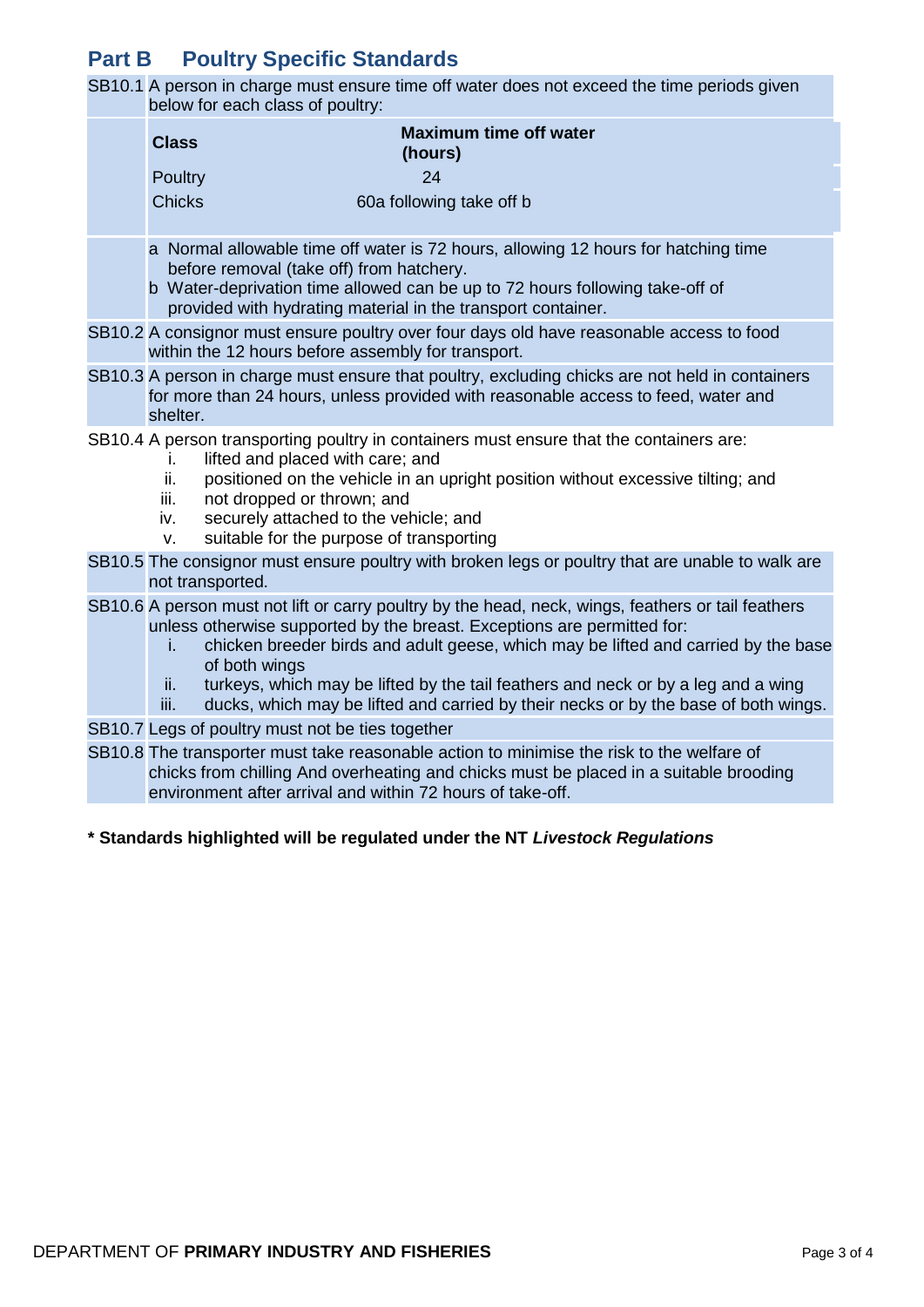## Part B Poultry Specific Standards

SB10.1 A person in charge must ensure time off water does not exceed the time periods given below for each class of poultry:

| Class | Maximum time off water (hours) |
|---|---|
| Poultry | 24 |
| Chicks | 60a following take off b |

a Normal allowable time off water is 72 hours, allowing 12 hours for hatching time before removal (take off) from hatchery.
b Water-deprivation time allowed can be up to 72 hours following take-off of provided with hydrating material in the transport container.

SB10.2 A consignor must ensure poultry over four days old have reasonable access to food within the 12 hours before assembly for transport.

SB10.3 A person in charge must ensure that poultry, excluding chicks are not held in containers for more than 24 hours, unless provided with reasonable access to feed, water and shelter.

SB10.4 A person transporting poultry in containers must ensure that the containers are:

i. lifted and placed with care; and
ii. positioned on the vehicle in an upright position without excessive tilting; and
iii. not dropped or thrown; and
iv. securely attached to the vehicle; and
v. suitable for the purpose of transporting

SB10.5 The consignor must ensure poultry with broken legs or poultry that are unable to walk are not transported.

SB10.6 A person must not lift or carry poultry by the head, neck, wings, feathers or tail feathers unless otherwise supported by the breast. Exceptions are permitted for:

i. chicken breeder birds and adult geese, which may be lifted and carried by the base of both wings
ii. turkeys, which may be lifted by the tail feathers and neck or by a leg and a wing
iii. ducks, which may be lifted and carried by their necks or by the base of both wings.

SB10.7 Legs of poultry must not be ties together

SB10.8 The transporter must take reasonable action to minimise the risk to the welfare of chicks from chilling And overheating and chicks must be placed in a suitable brooding environment after arrival and within 72 hours of take-off.

**\* Standards highlighted will be regulated under the NT *Livestock Regulations***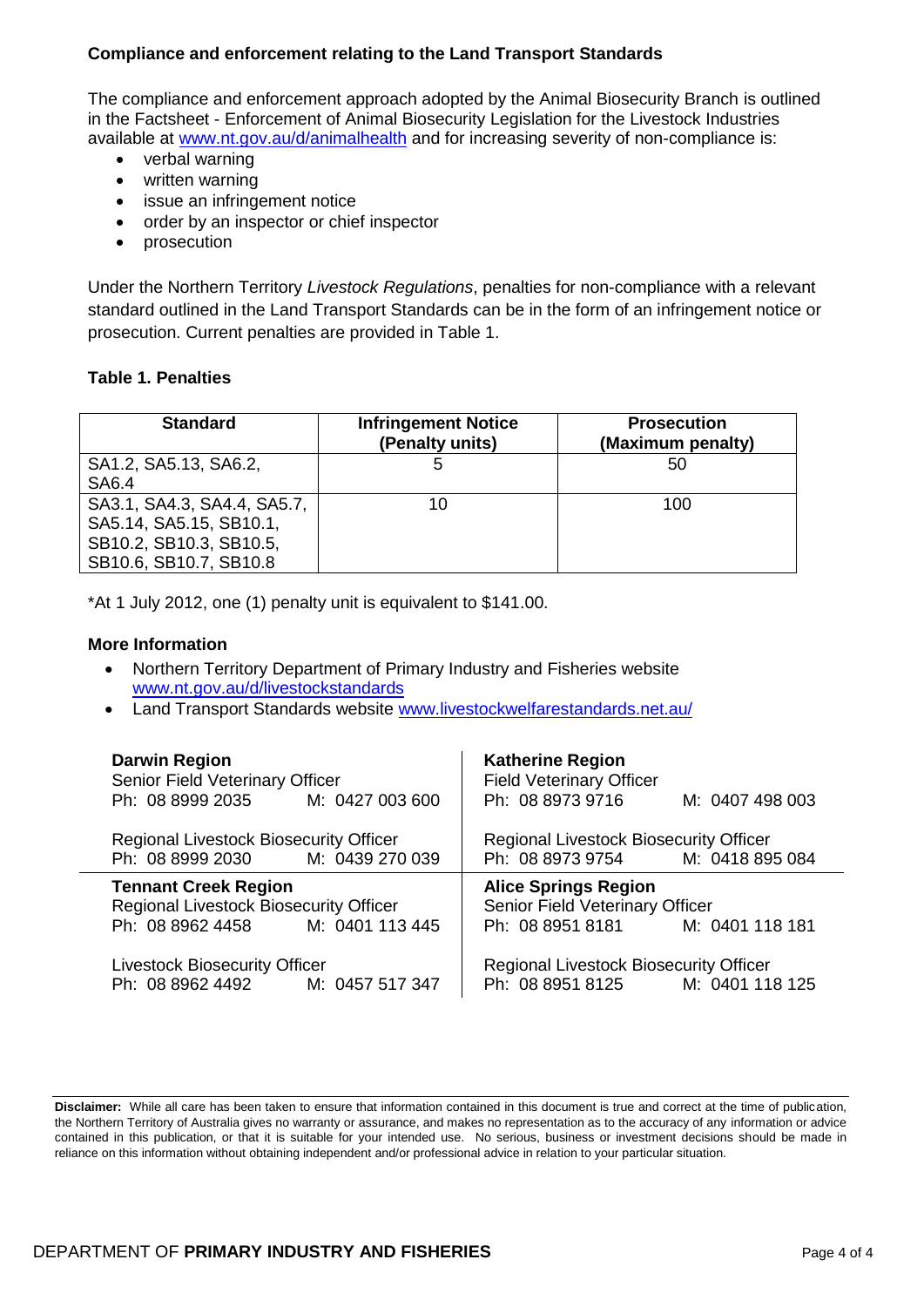### Compliance and enforcement relating to the Land Transport Standards

The compliance and enforcement approach adopted by the Animal Biosecurity Branch is outlined in the Factsheet - Enforcement of Animal Biosecurity Legislation for the Livestock Industries available at [www.nt.gov.au/d/animalhealth](www.nt.gov.au/d/animalhealth) and for increasing severity of non-compliance is:

- verbal warning
- written warning
- issue an infringement notice
- order by an inspector or chief inspector
- prosecution

Under the Northern Territory *Livestock Regulations*, penalties for non-compliance with a relevant standard outlined in the Land Transport Standards can be in the form of an infringement notice or prosecution. Current penalties are provided in Table 1.

**Table 1. Penalties**

| Standard | Infringement Notice (Penalty units) | Prosecution (Maximum penalty) |
|---|---|---|
| SA1.2, SA5.13, SA6.2, SA6.4 | 5 | 50 |
| SA3.1, SA4.3, SA4.4, SA5.7, SA5.14, SA5.15, SB10.1, SB10.2, SB10.3, SB10.5, SB10.6, SB10.7, SB10.8 | 10 | 100 |

*At 1 July 2012, one (1) penalty unit is equivalent to $141.00.

### More Information

- Northern Territory Department of Primary Industry and Fisheries website [www.nt.gov.au/d/livestockstandards](www.nt.gov.au/d/livestockstandards)
- Land Transport Standards website [www.livestockwelfarestandards.net.au/](www.livestockwelfarestandards.net.au/)

**Darwin Region**
Senior Field Veterinary Officer
Ph: 08 8999 2035 M: 0427 003 600

Regional Livestock Biosecurity Officer
Ph: 08 8999 2030 M: 0439 270 039

**Katherine Region**
Field Veterinary Officer
Ph: 08 8973 9716 M: 0407 498 003

Regional Livestock Biosecurity Officer
Ph: 08 8973 9754 M: 0418 895 084

**Tennant Creek Region**
Regional Livestock Biosecurity Officer
Ph: 08 8962 4458 M: 0401 113 445

Livestock Biosecurity Officer
Ph: 08 8962 4492 M: 0457 517 347

**Alice Springs Region**
Senior Field Veterinary Officer
Ph: 08 8951 8181 M: 0401 118 181

Regional Livestock Biosecurity Officer
Ph: 08 8951 8125 M: 0401 118 125

**Disclaimer:** While all care has been taken to ensure that information contained in this document is true and correct at the time of publication, the Northern Territory of Australia gives no warranty or assurance, and makes no representation as to the accuracy of any information or advice contained in this publication, or that it is suitable for your intended use. No serious, business or investment decisions should be made in reliance on this information without obtaining independent and/or professional advice in relation to your particular situation.